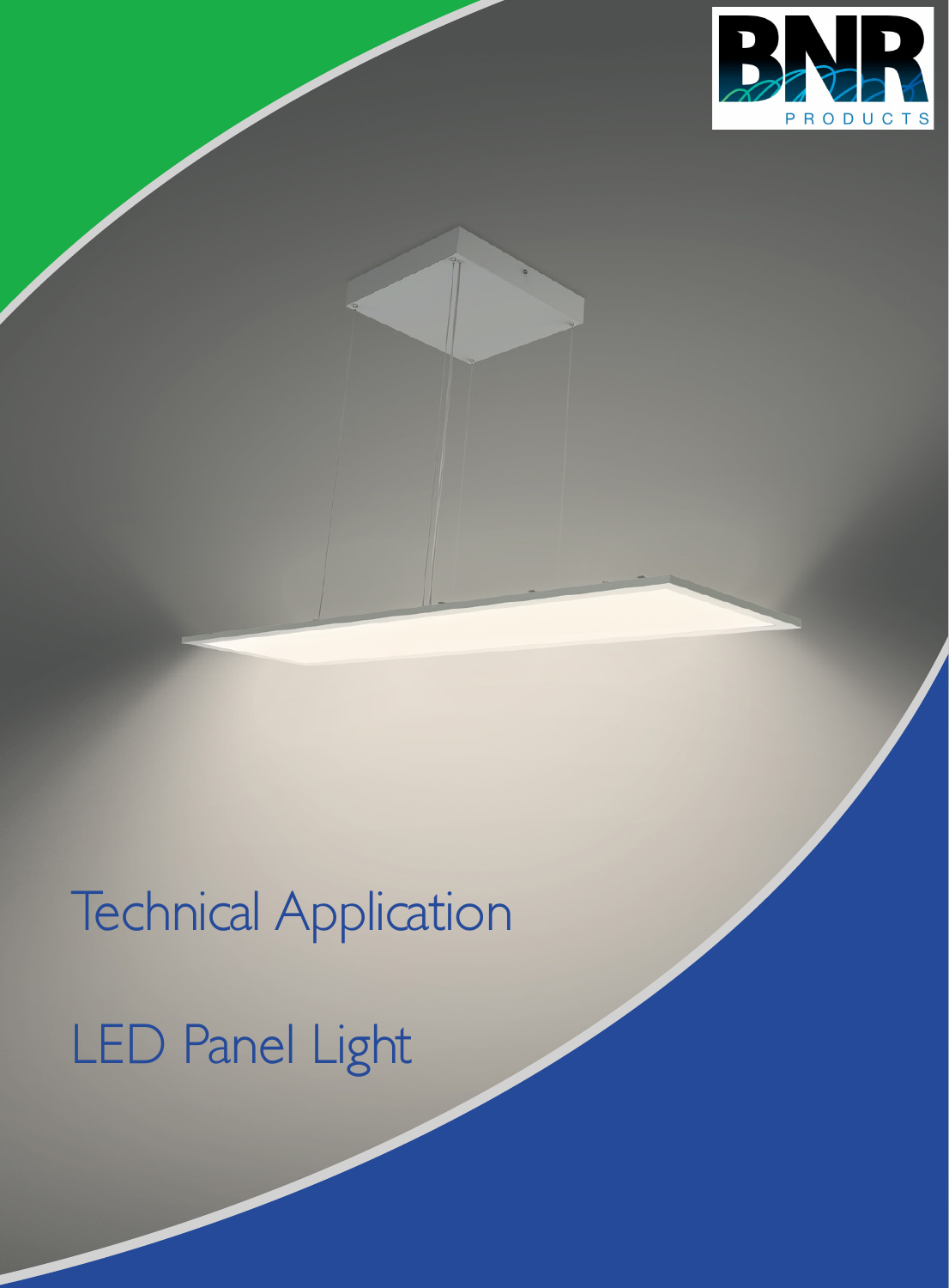BNR PRODUCTS

# Technical Application

# LED Panel Light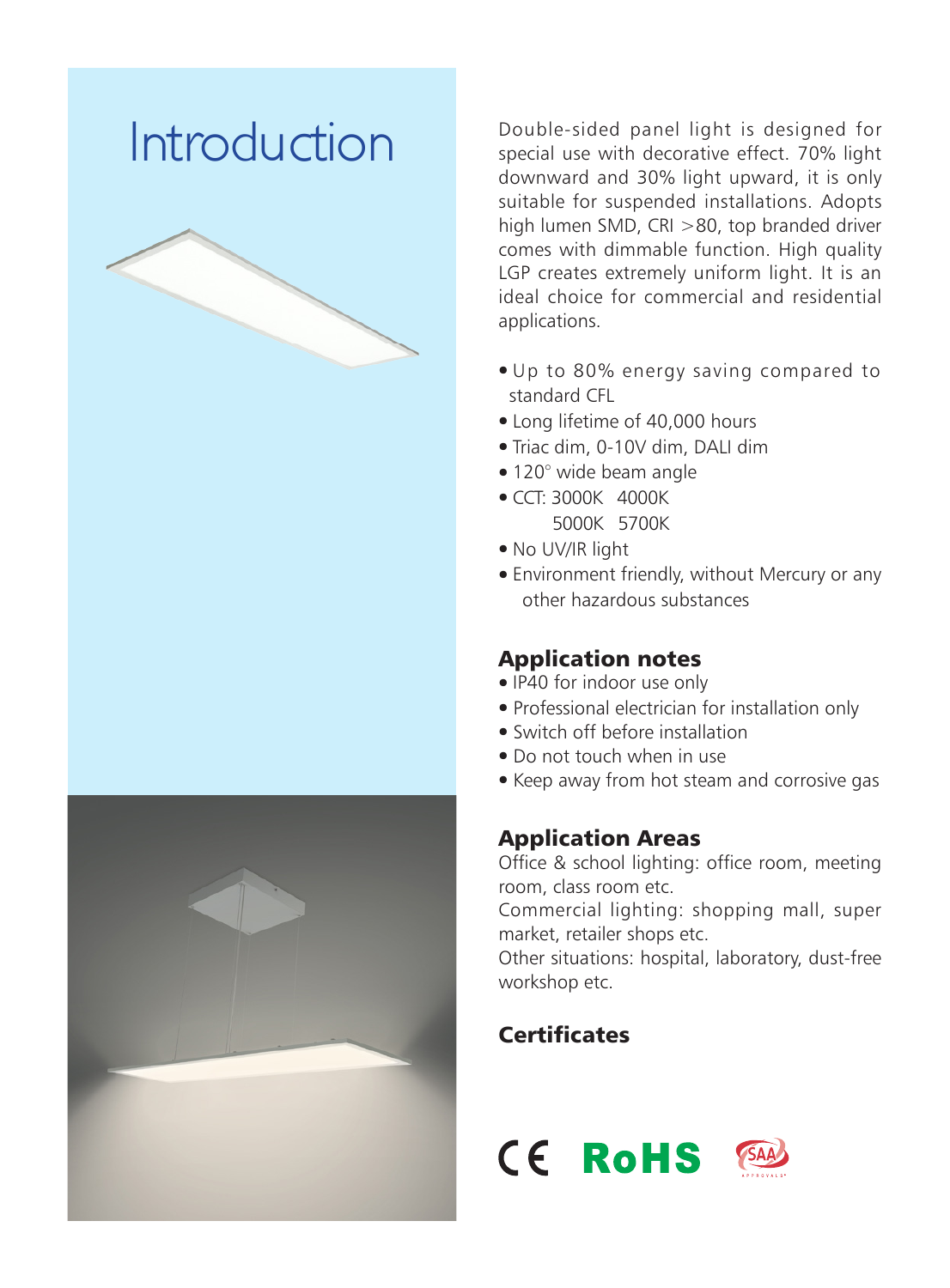# Introduction

Double-sided panel light is designed for special use with decorative effect. 70% light downward and 30% light upward, it is only suitable for suspended installations. Adopts high lumen SMD, CRI >80, top branded driver comes with dimmable function. High quality LGP creates extremely uniform light. It is an ideal choice for commercial and residential applications.

- Up to 80% energy saving compared to standard CFL
- Long lifetime of 40,000 hours
- Triac dim, 0-10V dim, DALI dim
- 120° wide beam angle
- CCT: 3000K 4000K
  5000K 5700K
- No UV/IR light
- Environment friendly, without Mercury or any other hazardous substances

## Application notes

- IP40 for indoor use only
- Professional electrician for installation only
- Switch off before installation
- Do not touch when in use
- Keep away from hot steam and corrosive gas

## Application Areas

Office & school lighting: office room, meeting room, class room etc.
Commercial lighting: shopping mall, super market, retailer shops etc.
Other situations: hospital, laboratory, dust-free workshop etc.

## Certificates

CE RoHS SAA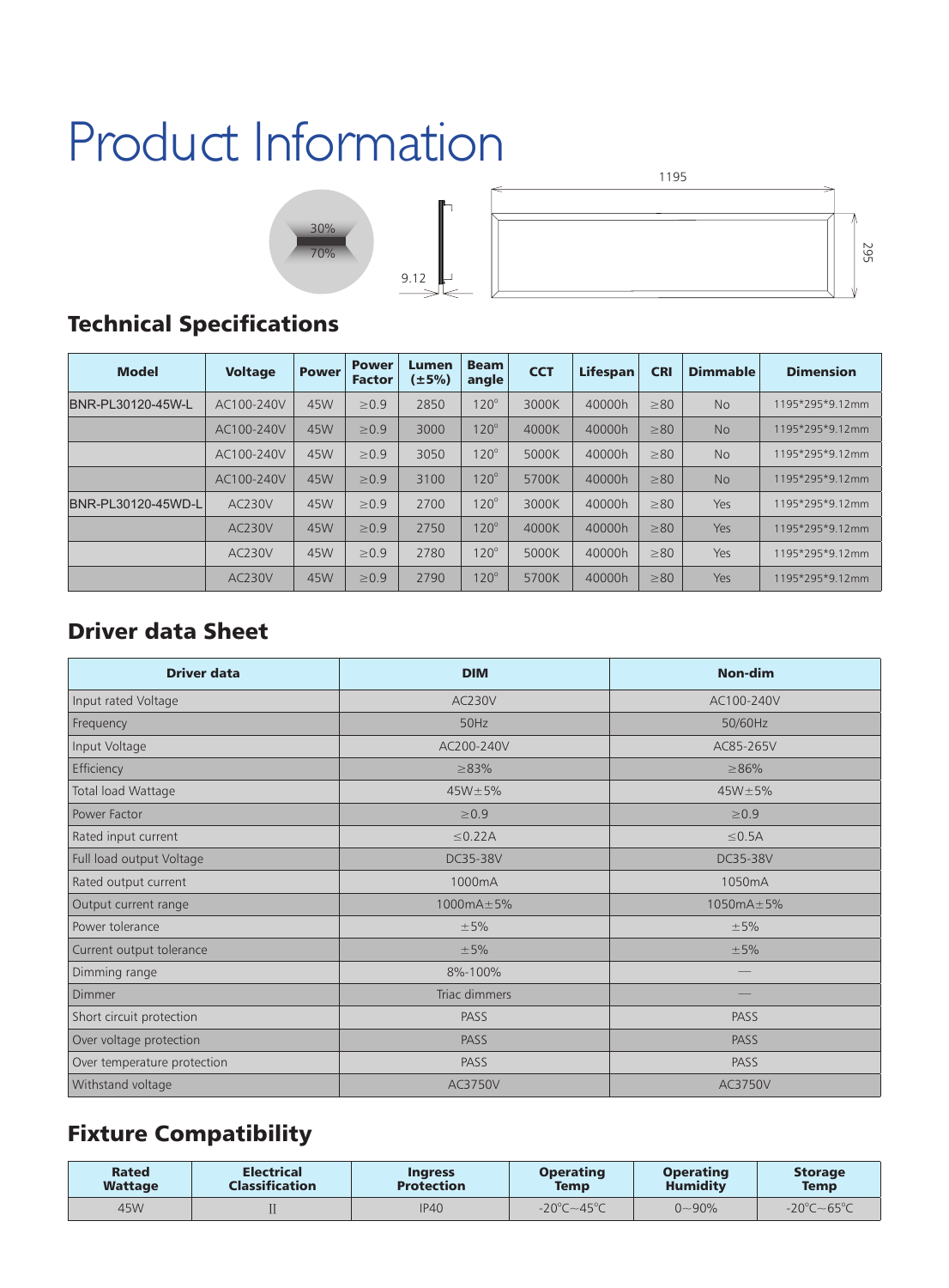# Product Information

30%

70%

9.12

1195

295

## Technical Specifications

| Model | Voltage | Power | Power Factor | Lumen (±5%) | Beam angle | CCT | Lifespan | CRI | Dimmable | Dimension |
|---|---|---|---|---|---|---|---|---|---|---|
| BNR-PL30120-45W-L | AC100-240V | 45W | ≥0.9 | 2850 | 120° | 3000K | 40000h | ≥80 | No | 1195*295*9.12mm |
| | AC100-240V | 45W | ≥0.9 | 3000 | 120° | 4000K | 40000h | ≥80 | No | 1195*295*9.12mm |
| | AC100-240V | 45W | ≥0.9 | 3050 | 120° | 5000K | 40000h | ≥80 | No | 1195*295*9.12mm |
| | AC100-240V | 45W | ≥0.9 | 3100 | 120° | 5700K | 40000h | ≥80 | No | 1195*295*9.12mm |
| BNR-PL30120-45WD-L | AC230V | 45W | ≥0.9 | 2700 | 120° | 3000K | 40000h | ≥80 | Yes | 1195*295*9.12mm |
| | AC230V | 45W | ≥0.9 | 2750 | 120° | 4000K | 40000h | ≥80 | Yes | 1195*295*9.12mm |
| | AC230V | 45W | ≥0.9 | 2780 | 120° | 5000K | 40000h | ≥80 | Yes | 1195*295*9.12mm |
| | AC230V | 45W | ≥0.9 | 2790 | 120° | 5700K | 40000h | ≥80 | Yes | 1195*295*9.12mm |

## Driver data Sheet

| Driver data | DIM | Non-dim |
|---|---|---|
| Input rated Voltage | AC230V | AC100-240V |
| Frequency | 50Hz | 50/60Hz |
| Input Voltage | AC200-240V | AC85-265V |
| Efficiency | ≥83% | ≥86% |
| Total load Wattage | 45W±5% | 45W±5% |
| Power Factor | ≥0.9 | ≥0.9 |
| Rated input current | ≤0.22A | ≤0.5A |
| Full load output Voltage | DC35-38V | DC35-38V |
| Rated output current | 1000mA | 1050mA |
| Output current range | 1000mA±5% | 1050mA±5% |
| Power tolerance | ±5% | ±5% |
| Current output tolerance | ±5% | ±5% |
| Dimming range | 8%-100% | — |
| Dimmer | Triac dimmers | — |
| Short circuit protection | PASS | PASS |
| Over voltage protection | PASS | PASS |
| Over temperature protection | PASS | PASS |
| Withstand voltage | AC3750V | AC3750V |

## Fixture Compatibility

| Rated Wattage | Electrical Classification | Ingress Protection | Operating Temp | Operating Humidity | Storage Temp |
|---|---|---|---|---|---|
| 45W | II | IP40 | -20℃~45℃ | 0~90% | -20℃~65℃ |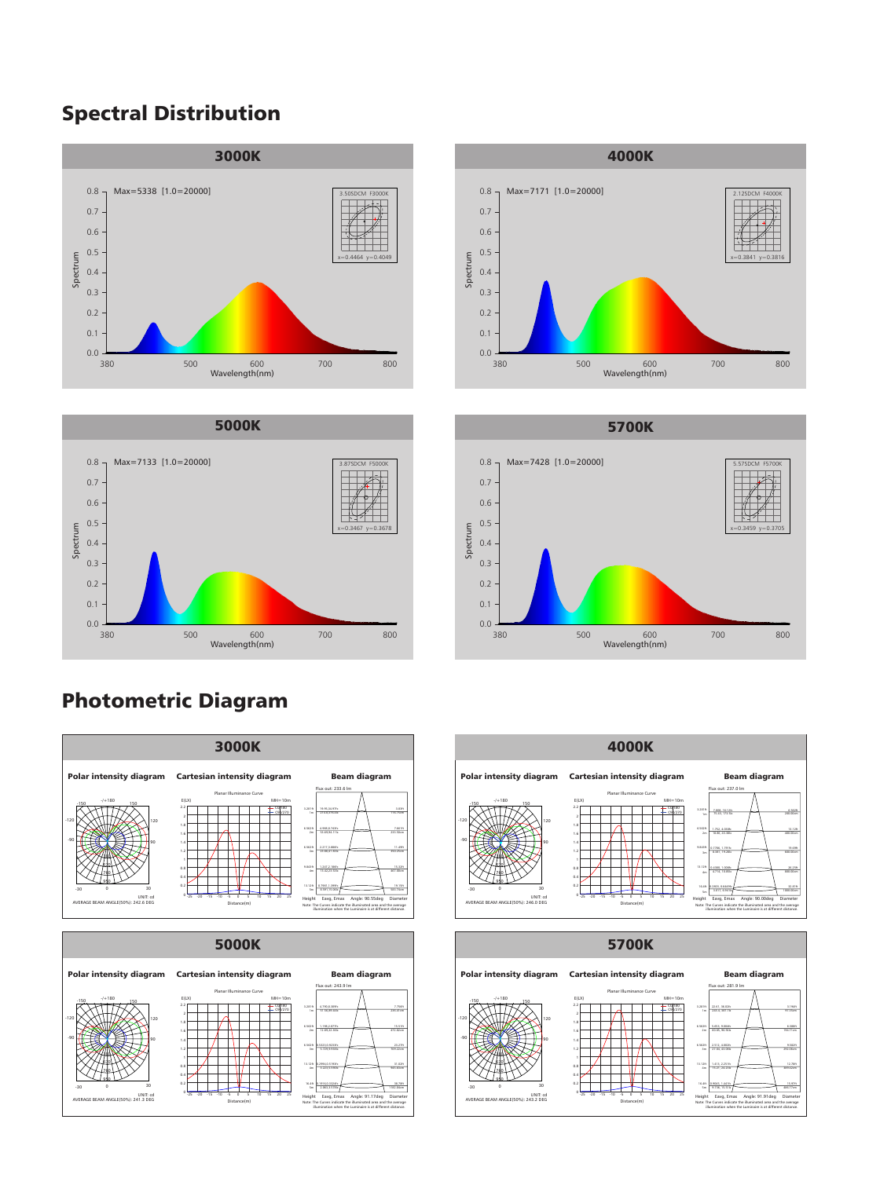## Spectral Distribution

### 3000K

Max=5338 [1.0=20000]

3.50SDCM F3000K

x=0.4464 y=0.4049

Spectrum

Wavelength(nm)

### 4000K

Max=7171 [1.0=20000]

2.12SDCM F4000K

x=0.3841 y=0.3816

Spectrum

Wavelength(nm)

### 5000K

Max=7133 [1.0=20000]

3.87SDCM F5000K

x=0.3467 y=0.3678

Spectrum

Wavelength(nm)

### 5700K

Max=7428 [1.0=20000]

5.57SDCM F5700K

x=0.3459 y=0.3705

Spectrum

Wavelength(nm)

## Photometric Diagram

### 3000K

**Polar intensity diagram** | **Cartesian intensity diagram** | **Beam diagram**

UNIT: cd
AVERAGE BEAM ANGLE(50%): 242.6 DEG

Planar Illuminance Curve — MH=10m

Flux out: 233.6 lm

Angle: 90.55deg

Note: The Curves indicate the illuminated area and the average illumination when the Luminaire is at different distance.

### 4000K

**Polar intensity diagram** | **Cartesian intensity diagram** | **Beam diagram**

UNIT: cd
AVERAGE BEAM ANGLE(50%): 246.0 DEG

Planar Illuminance Curve — MH=10m

Flux out: 237.0 lm

Angle: 90.00deg

Note: The Curves indicate the illuminated area and the average illumination when the Luminaire is at different distance.

### 5000K

**Polar intensity diagram** | **Cartesian intensity diagram** | **Beam diagram**

UNIT: cd
AVERAGE BEAM ANGLE(50%): 241.3 DEG

Planar Illuminance Curve — MH=10m

Flux out: 243.9 lm

Angle: 91.17deg

Note: The Curves indicate the illuminated area and the average illumination when the Luminaire is at different distance.

### 5700K

**Polar intensity diagram** | **Cartesian intensity diagram** | **Beam diagram**

UNIT: cd
AVERAGE BEAM ANGLE(50%): 243.2 DEG

Planar Illuminance Curve — MH=10m

Flux out: 281.9 lm

Angle: 91.91deg

Note: The Curves indicate the illuminated area and the average illumination when the Luminaire is at different distance.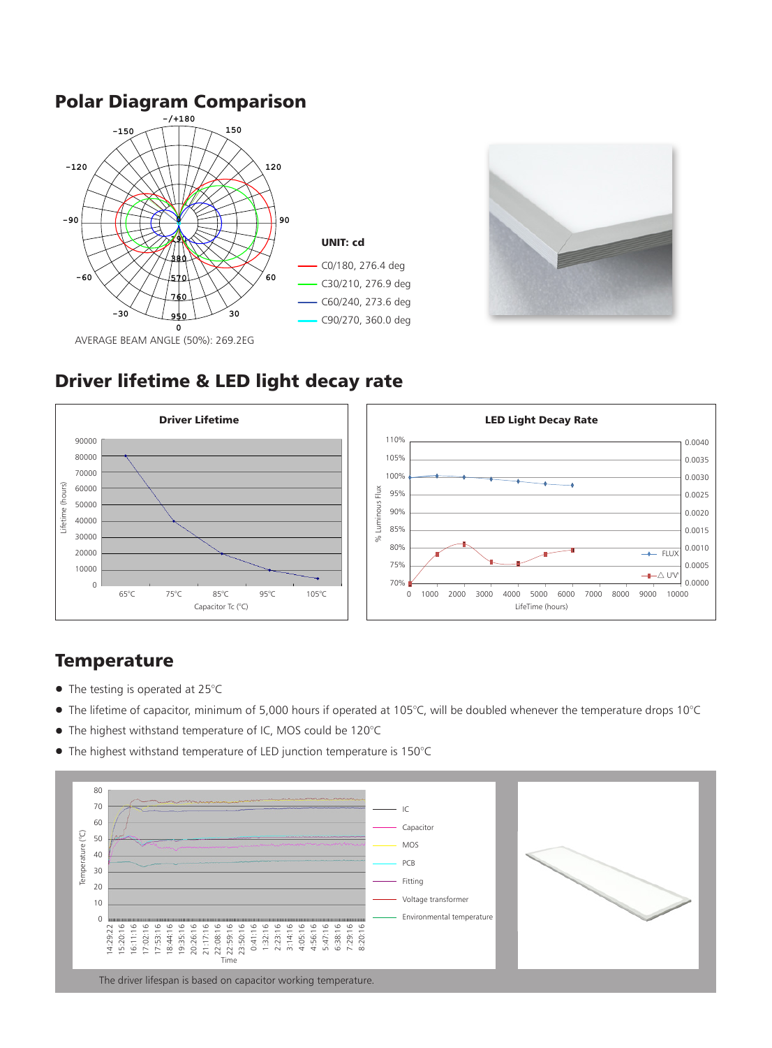## Polar Diagram Comparison

UNIT: cd

- C0/180, 276.4 deg
- C30/210, 276.9 deg
- C60/240, 273.6 deg
- C90/270, 360.0 deg

AVERAGE BEAM ANGLE (50%): 269.2EG

## Driver lifetime & LED light decay rate

**Driver Lifetime**

**LED Light Decay Rate**

## Temperature

- The testing is operated at 25℃
- The lifetime of capacitor, minimum of 5,000 hours if operated at 105℃, will be doubled whenever the temperature drops 10℃
- The highest withstand temperature of IC, MOS could be 120℃
- The highest withstand temperature of LED junction temperature is 150℃

The driver lifespan is based on capacitor working temperature.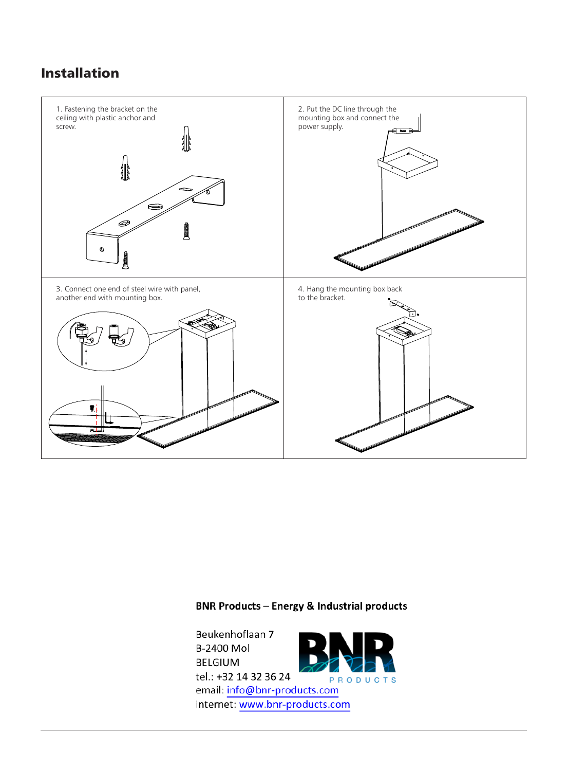## Installation

1. Fastening the bracket on the ceiling with plastic anchor and screw.

2. Put the DC line through the mounting box and connect the power supply.

3. Connect one end of steel wire with panel, another end with mounting box.

4. Hang the mounting box back to the bracket.

**BNR Products** – **Energy & Industrial products**

Beukenhoflaan 7
B-2400 Mol
BELGIUM
tel.: +32 14 32 36 24
email: info@bnr-products.com
internet: www.bnr-products.com

BNR PRODUCTS